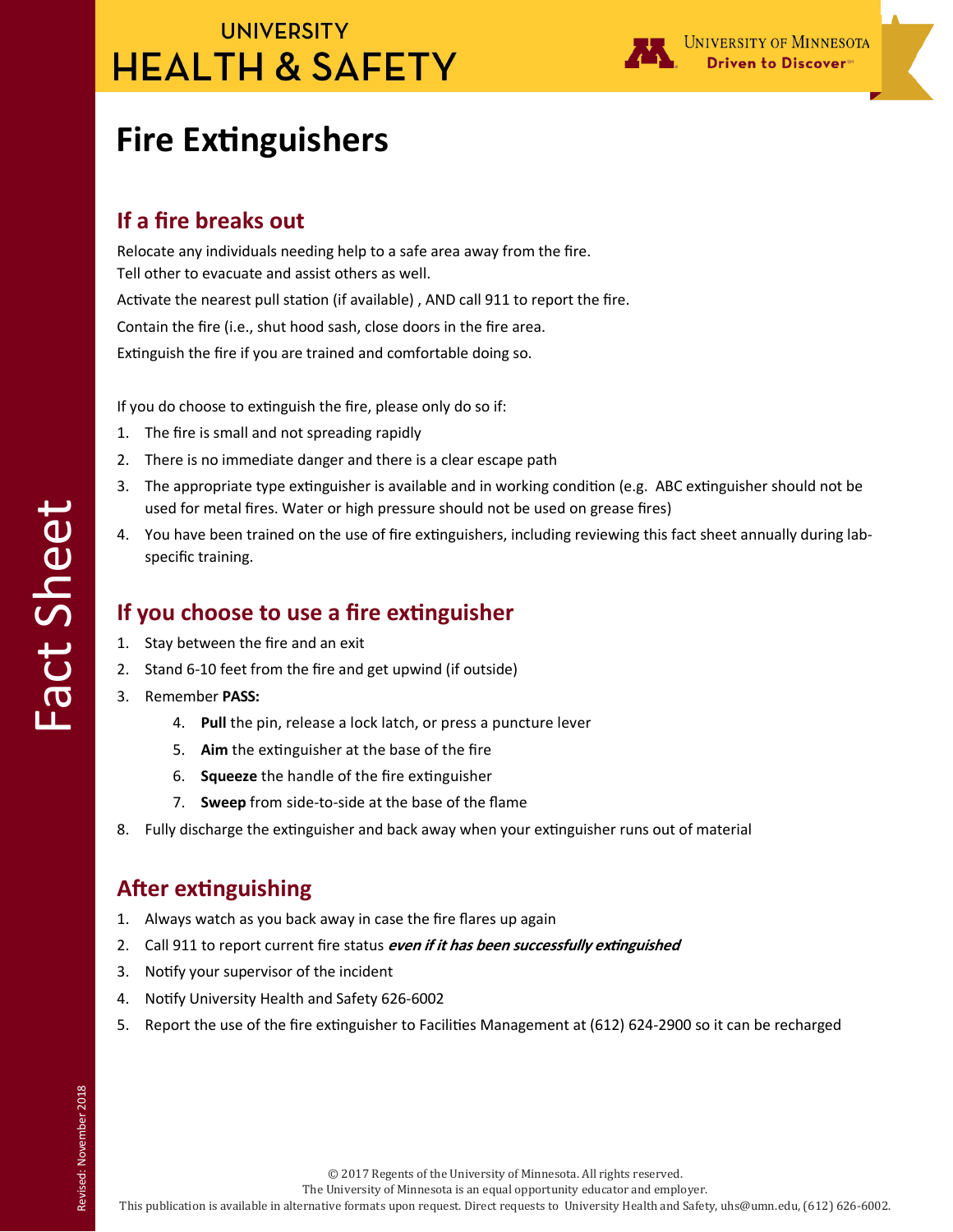UNIVERSITY
# HEALTH & SAFETY

UNIVERSITY OF MINNESOTA
Driven to Discover℠

Fact Sheet

# Fire Extinguishers

## If a fire breaks out

Relocate any individuals needing help to a safe area away from the fire.
Tell other to evacuate and assist others as well.

Activate the nearest pull station (if available) , AND call 911 to report the fire.

Contain the fire (i.e., shut hood sash, close doors in the fire area.

Extinguish the fire if you are trained and comfortable doing so.

If you do choose to extinguish the fire, please only do so if:

1. The fire is small and not spreading rapidly
2. There is no immediate danger and there is a clear escape path
3. The appropriate type extinguisher is available and in working condition (e.g. ABC extinguisher should not be used for metal fires. Water or high pressure should not be used on grease fires)
4. You have been trained on the use of fire extinguishers, including reviewing this fact sheet annually during lab-specific training.

## If you choose to use a fire extinguisher

1. Stay between the fire and an exit
2. Stand 6-10 feet from the fire and get upwind (if outside)
3. Remember **PASS:**
    4. **Pull** the pin, release a lock latch, or press a puncture lever
    5. **Aim** the extinguisher at the base of the fire
    6. **Squeeze** the handle of the fire extinguisher
    7. **Sweep** from side-to-side at the base of the flame
8. Fully discharge the extinguisher and back away when your extinguisher runs out of material

## After extinguishing

1. Always watch as you back away in case the fire flares up again
2. Call 911 to report current fire status ***even if it has been successfully extinguished***
3. Notify your supervisor of the incident
4. Notify University Health and Safety 626-6002
5. Report the use of the fire extinguisher to Facilities Management at (612) 624-2900 so it can be recharged

Revised: November 2018

© 2017 Regents of the University of Minnesota. All rights reserved.
The University of Minnesota is an equal opportunity educator and employer.
This publication is available in alternative formats upon request. Direct requests to University Health and Safety, uhs@umn.edu, (612) 626-6002.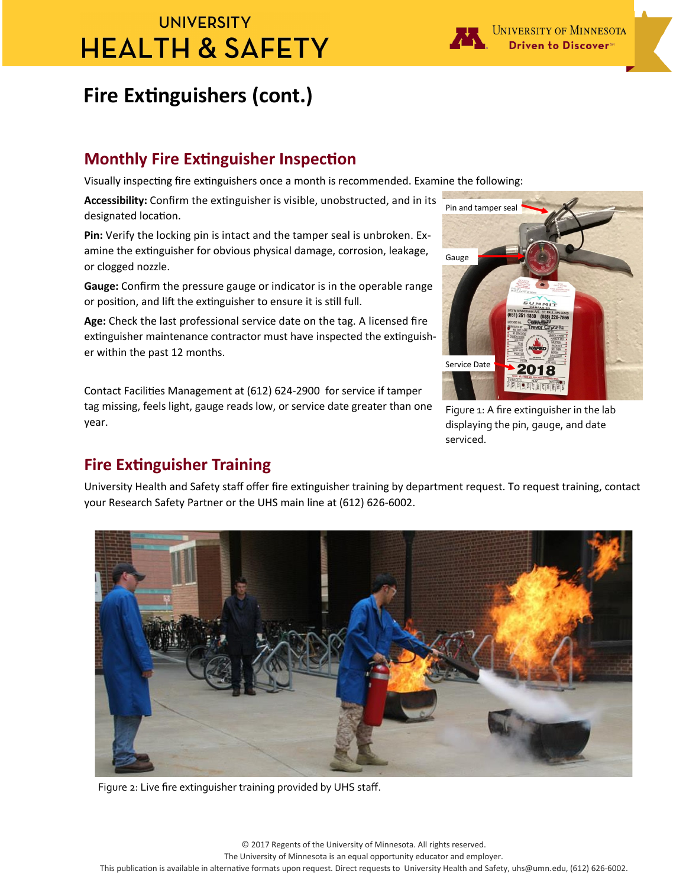# Fire Extinguishers (cont.)

## Monthly Fire Extinguisher Inspection

Visually inspecting fire extinguishers once a month is recommended. Examine the following:

**Accessibility:** Confirm the extinguisher is visible, unobstructed, and in its designated location.

**Pin:** Verify the locking pin is intact and the tamper seal is unbroken. Examine the extinguisher for obvious physical damage, corrosion, leakage, or clogged nozzle.

**Gauge:** Confirm the pressure gauge or indicator is in the operable range or position, and lift the extinguisher to ensure it is still full.

**Age:** Check the last professional service date on the tag. A licensed fire extinguisher maintenance contractor must have inspected the extinguisher within the past 12 months.

Contact Facilities Management at (612) 624-2900 for service if tamper tag missing, feels light, gauge reads low, or service date greater than one year.

Pin and tamper seal

Gauge

Service Date

Figure 1: A fire extinguisher in the lab displaying the pin, gauge, and date serviced.

## Fire Extinguisher Training

University Health and Safety staff offer fire extinguisher training by department request. To request training, contact your Research Safety Partner or the UHS main line at (612) 626-6002.

Figure 2: Live fire extinguisher training provided by UHS staff.

© 2017 Regents of the University of Minnesota. All rights reserved.
The University of Minnesota is an equal opportunity educator and employer.
This publication is available in alternative formats upon request. Direct requests to University Health and Safety, uhs@umn.edu, (612) 626-6002.